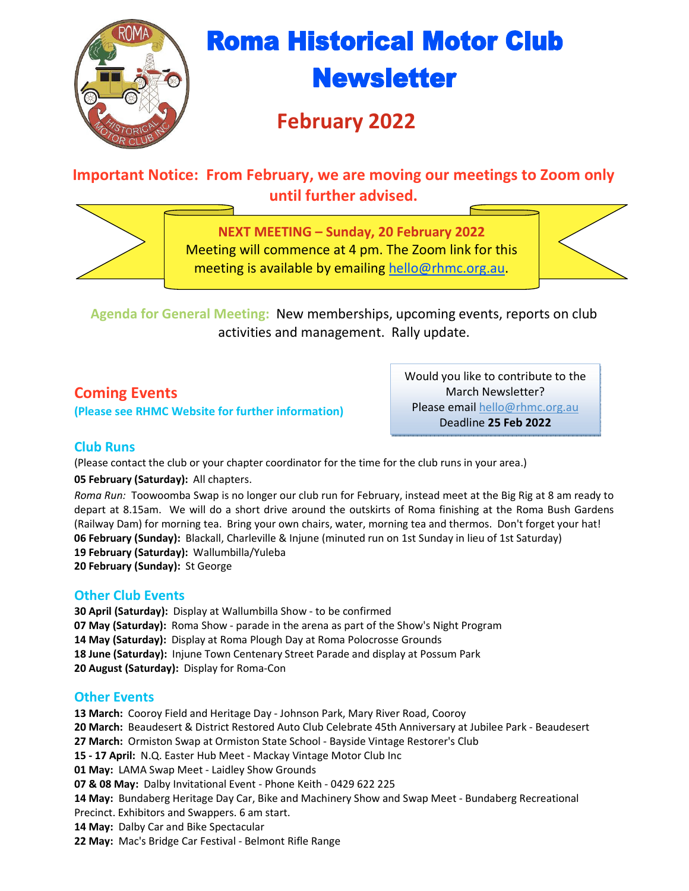# Roma Historical Motor Club Newsletter

## February 2022

**Important Notice: From February, we are moving our meetings to Zoom only until further advised.**

**NEXT MEETING – Sunday, 20 February 2022**
Meeting will commence at 4 pm. The Zoom link for this meeting is available by emailing hello@rhmc.org.au.

**Agenda for General Meeting:** New memberships, upcoming events, reports on club activities and management. Rally update.

Would you like to contribute to the March Newsletter?
Please email hello@rhmc.org.au
Deadline **25 Feb 2022**

## Coming Events

**(Please see RHMC Website for further information)**

### Club Runs

(Please contact the club or your chapter coordinator for the time for the club runs in your area.)

**05 February (Saturday):** All chapters.

*Roma Run:* Toowoomba Swap is no longer our club run for February, instead meet at the Big Rig at 8 am ready to depart at 8.15am. We will do a short drive around the outskirts of Roma finishing at the Roma Bush Gardens (Railway Dam) for morning tea. Bring your own chairs, water, morning tea and thermos. Don't forget your hat!

**06 February (Sunday):** Blackall, Charleville & Injune (minuted run on 1st Sunday in lieu of 1st Saturday)
**19 February (Saturday):** Wallumbilla/Yuleba
**20 February (Sunday):** St George

### Other Club Events

**30 April (Saturday):** Display at Wallumbilla Show - to be confirmed
**07 May (Saturday):** Roma Show - parade in the arena as part of the Show's Night Program
**14 May (Saturday):** Display at Roma Plough Day at Roma Polocrosse Grounds
**18 June (Saturday):** Injune Town Centenary Street Parade and display at Possum Park
**20 August (Saturday):** Display for Roma-Con

### Other Events

**13 March:** Cooroy Field and Heritage Day - Johnson Park, Mary River Road, Cooroy
**20 March:** Beaudesert & District Restored Auto Club Celebrate 45th Anniversary at Jubilee Park - Beaudesert
**27 March:** Ormiston Swap at Ormiston State School - Bayside Vintage Restorer's Club
**15 - 17 April:** N.Q. Easter Hub Meet - Mackay Vintage Motor Club Inc
**01 May:** LAMA Swap Meet - Laidley Show Grounds
**07 & 08 May:** Dalby Invitational Event - Phone Keith - 0429 622 225
**14 May:** Bundaberg Heritage Day Car, Bike and Machinery Show and Swap Meet - Bundaberg Recreational Precinct. Exhibitors and Swappers. 6 am start.
**14 May:** Dalby Car and Bike Spectacular
**22 May:** Mac's Bridge Car Festival - Belmont Rifle Range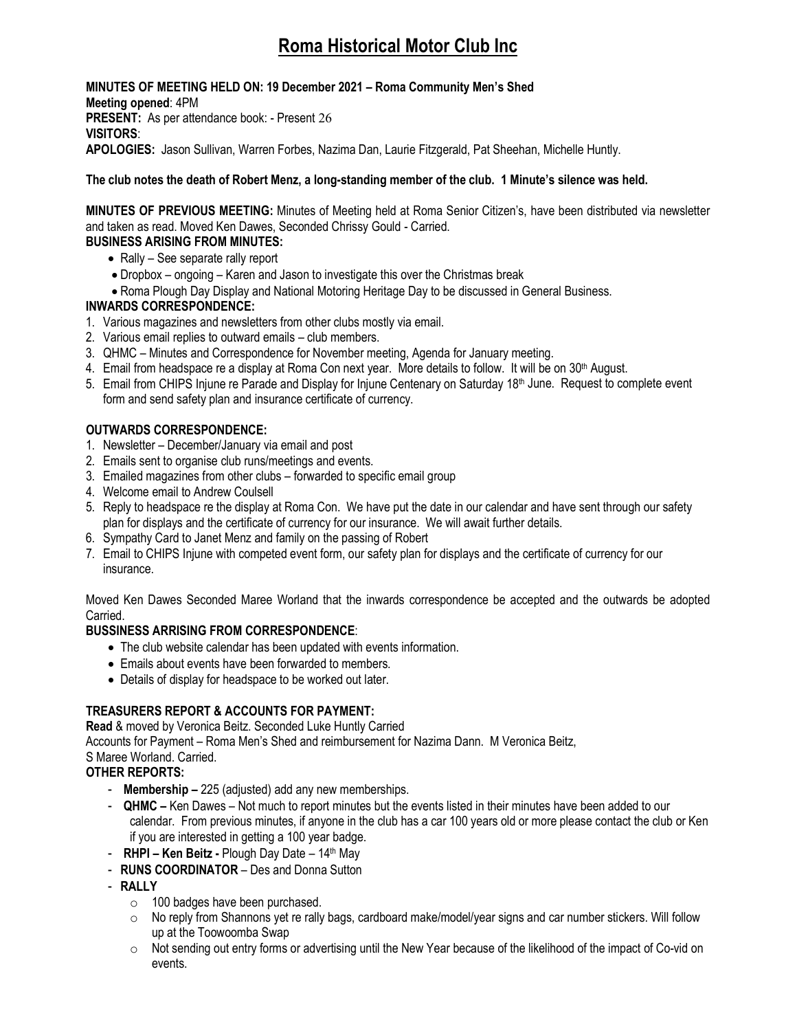# Roma Historical Motor Club Inc

**MINUTES OF MEETING HELD ON: 19 December 2021 – Roma Community Men's Shed**
**Meeting opened**: 4PM
**PRESENT:** As per attendance book: - Present 26
**VISITORS**:
**APOLOGIES:** Jason Sullivan, Warren Forbes, Nazima Dan, Laurie Fitzgerald, Pat Sheehan, Michelle Huntly.

**The club notes the death of Robert Menz, a long-standing member of the club. 1 Minute's silence was held.**

**MINUTES OF PREVIOUS MEETING:** Minutes of Meeting held at Roma Senior Citizen's, have been distributed via newsletter and taken as read. Moved Ken Dawes, Seconded Chrissy Gould - Carried.

**BUSINESS ARISING FROM MINUTES:**

- Rally – See separate rally report
- Dropbox – ongoing – Karen and Jason to investigate this over the Christmas break
- Roma Plough Day Display and National Motoring Heritage Day to be discussed in General Business.

**INWARDS CORRESPONDENCE:**

1. Various magazines and newsletters from other clubs mostly via email.
2. Various email replies to outward emails – club members.
3. QHMC – Minutes and Correspondence for November meeting, Agenda for January meeting.
4. Email from headspace re a display at Roma Con next year. More details to follow. It will be on 30th August.
5. Email from CHIPS Injune re Parade and Display for Injune Centenary on Saturday 18th June. Request to complete event form and send safety plan and insurance certificate of currency.

**OUTWARDS CORRESPONDENCE:**

1. Newsletter – December/January via email and post
2. Emails sent to organise club runs/meetings and events.
3. Emailed magazines from other clubs – forwarded to specific email group
4. Welcome email to Andrew Coulsell
5. Reply to headspace re the display at Roma Con. We have put the date in our calendar and have sent through our safety plan for displays and the certificate of currency for our insurance. We will await further details.
6. Sympathy Card to Janet Menz and family on the passing of Robert
7. Email to CHIPS Injune with competed event form, our safety plan for displays and the certificate of currency for our insurance.

Moved Ken Dawes Seconded Maree Worland that the inwards correspondence be accepted and the outwards be adopted Carried.

**BUSSINESS ARRISING FROM CORRESPONDENCE**:

- The club website calendar has been updated with events information.
- Emails about events have been forwarded to members.
- Details of display for headspace to be worked out later.

**TREASURERS REPORT & ACCOUNTS FOR PAYMENT:**

**Read** & moved by Veronica Beitz. Seconded Luke Huntly Carried
Accounts for Payment – Roma Men's Shed and reimbursement for Nazima Dann. M Veronica Beitz, S Maree Worland. Carried.

**OTHER REPORTS:**

- **Membership –** 225 (adjusted) add any new memberships.
- **QHMC –** Ken Dawes – Not much to report minutes but the events listed in their minutes have been added to our calendar. From previous minutes, if anyone in the club has a car 100 years old or more please contact the club or Ken if you are interested in getting a 100 year badge.
- **RHPI – Ken Beitz -** Plough Day Date – 14th May
- **RUNS COORDINATOR** – Des and Donna Sutton
- **RALLY**
  - 100 badges have been purchased.
  - No reply from Shannons yet re rally bags, cardboard make/model/year signs and car number stickers. Will follow up at the Toowoomba Swap
  - Not sending out entry forms or advertising until the New Year because of the likelihood of the impact of Co-vid on events.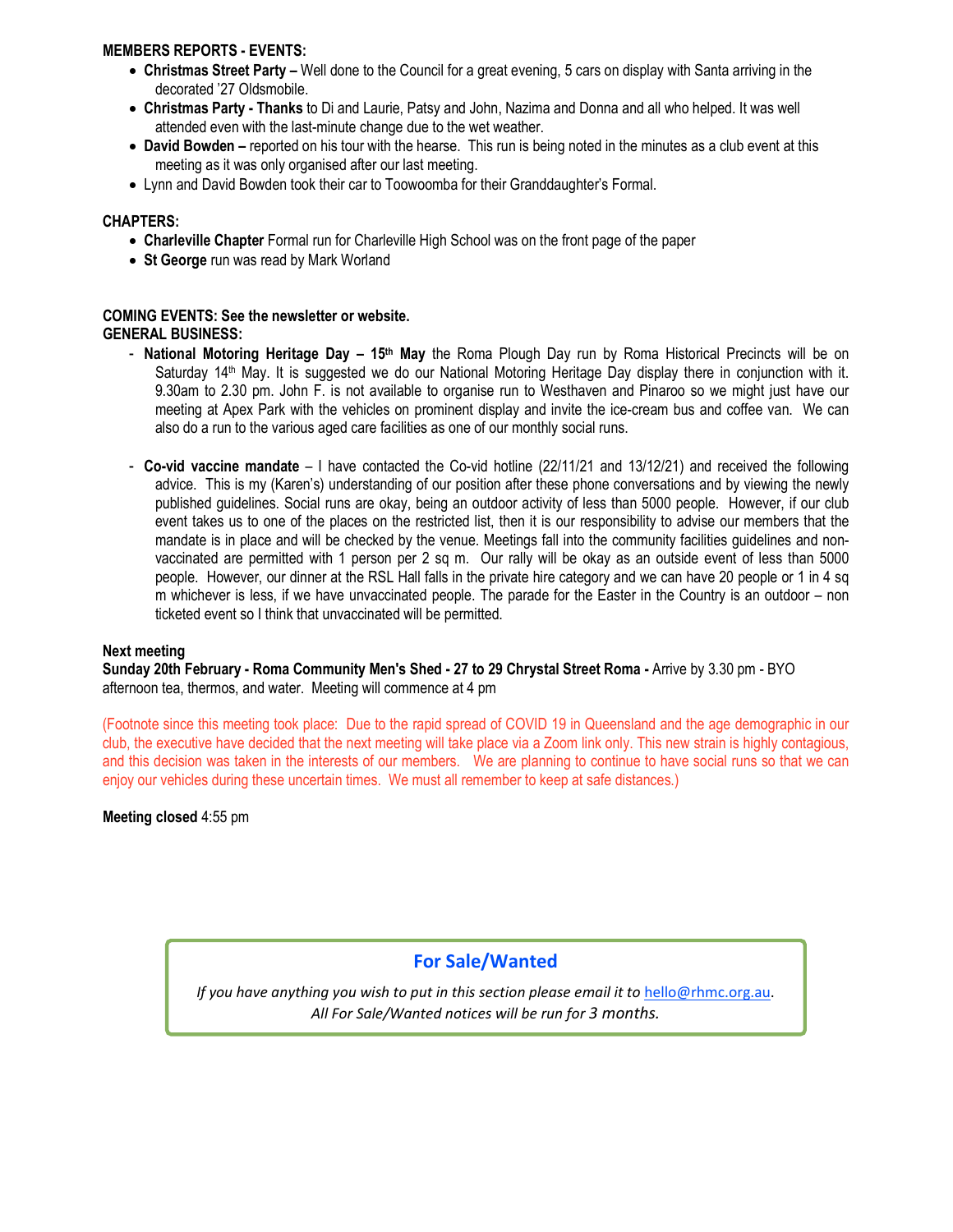**MEMBERS REPORTS - EVENTS:**

- **Christmas Street Party –** Well done to the Council for a great evening, 5 cars on display with Santa arriving in the decorated '27 Oldsmobile.
- **Christmas Party - Thanks** to Di and Laurie, Patsy and John, Nazima and Donna and all who helped. It was well attended even with the last-minute change due to the wet weather.
- **David Bowden –** reported on his tour with the hearse. This run is being noted in the minutes as a club event at this meeting as it was only organised after our last meeting.
- Lynn and David Bowden took their car to Toowoomba for their Granddaughter's Formal.

**CHAPTERS:**

- **Charleville Chapter** Formal run for Charleville High School was on the front page of the paper
- **St George** run was read by Mark Worland

**COMING EVENTS: See the newsletter or website.**
**GENERAL BUSINESS:**

- **National Motoring Heritage Day – 15th May** the Roma Plough Day run by Roma Historical Precincts will be on Saturday 14th May. It is suggested we do our National Motoring Heritage Day display there in conjunction with it. 9.30am to 2.30 pm. John F. is not available to organise run to Westhaven and Pinaroo so we might just have our meeting at Apex Park with the vehicles on prominent display and invite the ice-cream bus and coffee van. We can also do a run to the various aged care facilities as one of our monthly social runs.

- **Co-vid vaccine mandate** – I have contacted the Co-vid hotline (22/11/21 and 13/12/21) and received the following advice. This is my (Karen's) understanding of our position after these phone conversations and by viewing the newly published guidelines. Social runs are okay, being an outdoor activity of less than 5000 people. However, if our club event takes us to one of the places on the restricted list, then it is our responsibility to advise our members that the mandate is in place and will be checked by the venue. Meetings fall into the community facilities guidelines and non-vaccinated are permitted with 1 person per 2 sq m. Our rally will be okay as an outside event of less than 5000 people. However, our dinner at the RSL Hall falls in the private hire category and we can have 20 people or 1 in 4 sq m whichever is less, if we have unvaccinated people. The parade for the Easter in the Country is an outdoor – non ticketed event so I think that unvaccinated will be permitted.

**Next meeting**
**Sunday 20th February - Roma Community Men's Shed - 27 to 29 Chrystal Street Roma -** Arrive by 3.30 pm - BYO afternoon tea, thermos, and water. Meeting will commence at 4 pm

(Footnote since this meeting took place: Due to the rapid spread of COVID 19 in Queensland and the age demographic in our club, the executive have decided that the next meeting will take place via a Zoom link only. This new strain is highly contagious, and this decision was taken in the interests of our members. We are planning to continue to have social runs so that we can enjoy our vehicles during these uncertain times. We must all remember to keep at safe distances.)

**Meeting closed** 4:55 pm

## For Sale/Wanted

*If you have anything you wish to put in this section please email it to hello@rhmc.org.au.*
*All For Sale/Wanted notices will be run for 3 months.*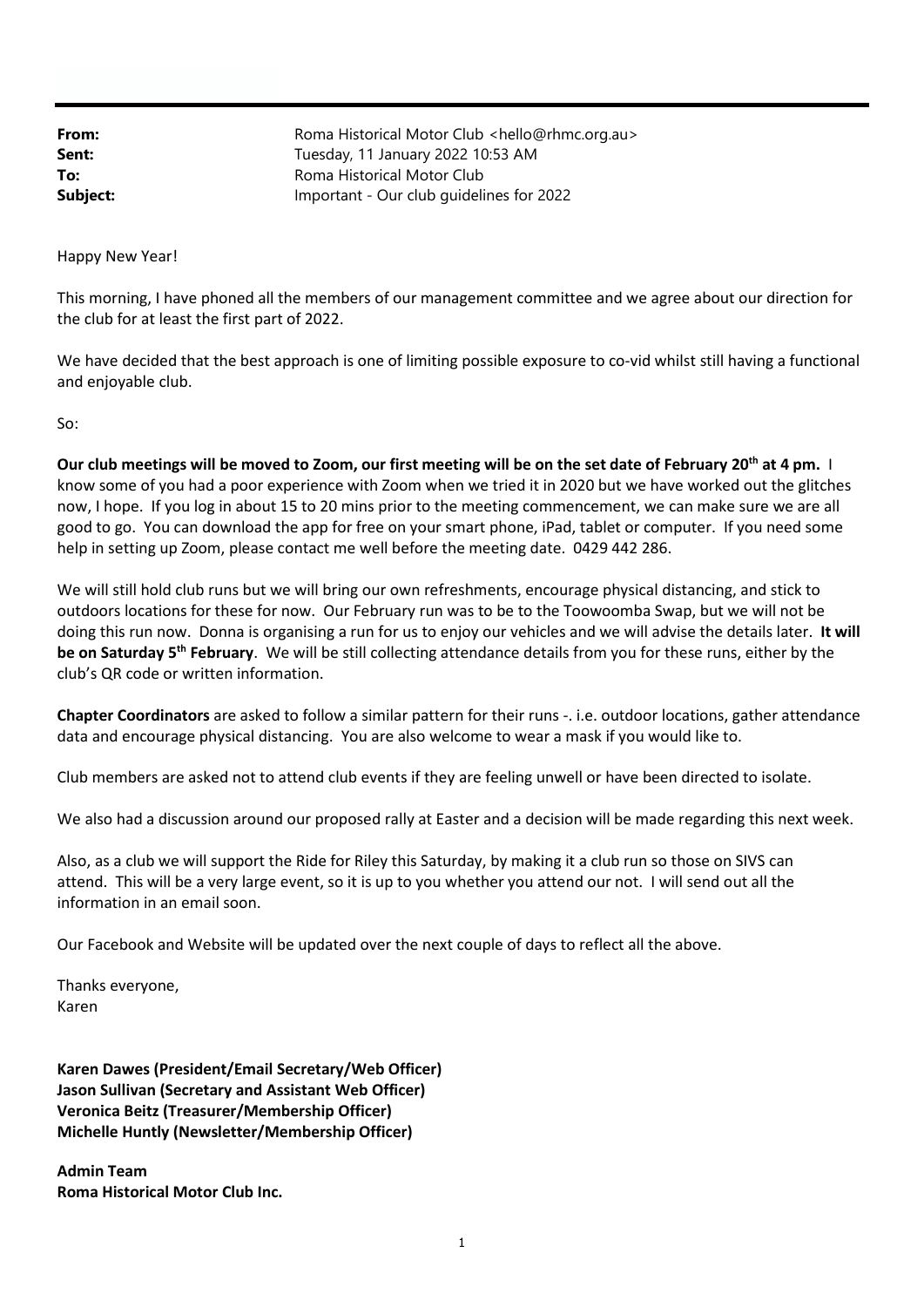| | |
|---|---|
| **From:** | Roma Historical Motor Club <hello@rhmc.org.au> |
| **Sent:** | Tuesday, 11 January 2022 10:53 AM |
| **To:** | Roma Historical Motor Club |
| **Subject:** | Important - Our club guidelines for 2022 |

Happy New Year!

This morning, I have phoned all the members of our management committee and we agree about our direction for the club for at least the first part of 2022.

We have decided that the best approach is one of limiting possible exposure to co-vid whilst still having a functional and enjoyable club.

So:

**Our club meetings will be moved to Zoom, our first meeting will be on the set date of February 20th at 4 pm.** I know some of you had a poor experience with Zoom when we tried it in 2020 but we have worked out the glitches now, I hope. If you log in about 15 to 20 mins prior to the meeting commencement, we can make sure we are all good to go. You can download the app for free on your smart phone, iPad, tablet or computer. If you need some help in setting up Zoom, please contact me well before the meeting date. 0429 442 286.

We will still hold club runs but we will bring our own refreshments, encourage physical distancing, and stick to outdoors locations for these for now. Our February run was to be to the Toowoomba Swap, but we will not be doing this run now. Donna is organising a run for us to enjoy our vehicles and we will advise the details later. **It will be on Saturday 5th February**. We will be still collecting attendance details from you for these runs, either by the club's QR code or written information.

**Chapter Coordinators** are asked to follow a similar pattern for their runs -. i.e. outdoor locations, gather attendance data and encourage physical distancing. You are also welcome to wear a mask if you would like to.

Club members are asked not to attend club events if they are feeling unwell or have been directed to isolate.

We also had a discussion around our proposed rally at Easter and a decision will be made regarding this next week.

Also, as a club we will support the Ride for Riley this Saturday, by making it a club run so those on SIVS can attend. This will be a very large event, so it is up to you whether you attend our not. I will send out all the information in an email soon.

Our Facebook and Website will be updated over the next couple of days to reflect all the above.

Thanks everyone,
Karen

**Karen Dawes (President/Email Secretary/Web Officer)**
**Jason Sullivan (Secretary and Assistant Web Officer)**
**Veronica Beitz (Treasurer/Membership Officer)**
**Michelle Huntly (Newsletter/Membership Officer)**

**Admin Team**
**Roma Historical Motor Club Inc.**